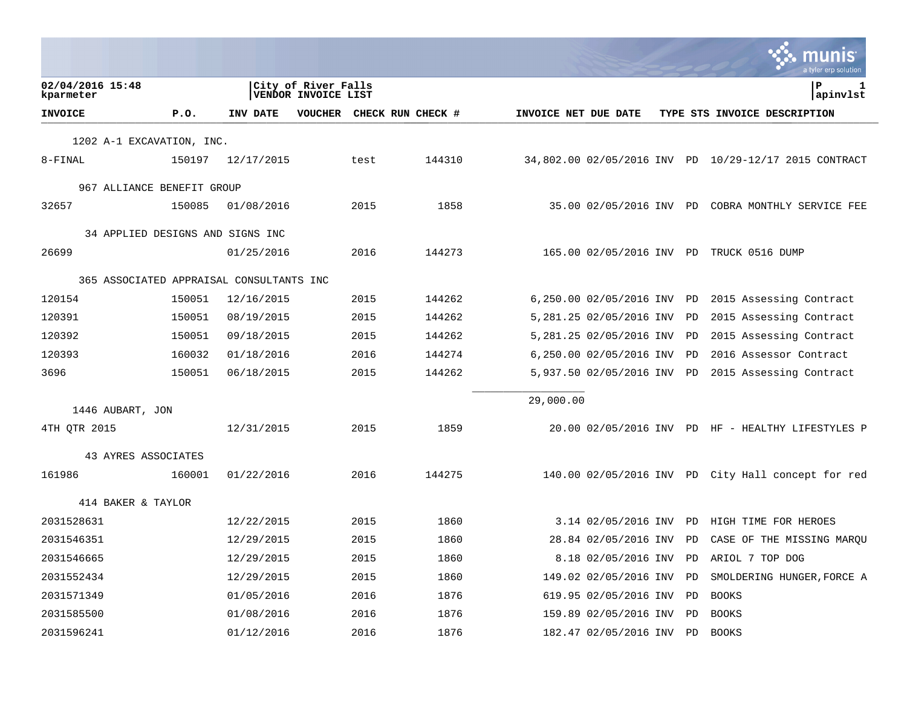**02/04/2016 15:48**
**kparmeter**

**City of River Falls**
**VENDOR INVOICE LIST**

**P 1**
**apinvlst**

| INVOICE | P.O. | INV DATE | VOUCHER | CHECK RUN | CHECK # | INVOICE NET | DUE DATE | TYPE | STS | INVOICE DESCRIPTION |
|---|---|---|---|---|---|---|---|---|---|---|
| 1202 A-1 EXCAVATION, INC. | | | | | | | | | | |
| 8-FINAL | 150197 | 12/17/2015 | | test | 144310 | 34,802.00 | 02/05/2016 | INV | PD | 10/29-12/17 2015 CONTRACT |
| 967 ALLIANCE BENEFIT GROUP | | | | | | | | | | |
| 32657 | 150085 | 01/08/2016 | | 2015 | 1858 | 35.00 | 02/05/2016 | INV | PD | COBRA MONTHLY SERVICE FEE |
| 34 APPLIED DESIGNS AND SIGNS INC | | | | | | | | | | |
| 26699 | | 01/25/2016 | | 2016 | 144273 | 165.00 | 02/05/2016 | INV | PD | TRUCK 0516 DUMP |
| 365 ASSOCIATED APPRAISAL CONSULTANTS INC | | | | | | | | | | |
| 120154 | 150051 | 12/16/2015 | | 2015 | 144262 | 6,250.00 | 02/05/2016 | INV | PD | 2015 Assessing Contract |
| 120391 | 150051 | 08/19/2015 | | 2015 | 144262 | 5,281.25 | 02/05/2016 | INV | PD | 2015 Assessing Contract |
| 120392 | 150051 | 09/18/2015 | | 2015 | 144262 | 5,281.25 | 02/05/2016 | INV | PD | 2015 Assessing Contract |
| 120393 | 160032 | 01/18/2016 | | 2016 | 144274 | 6,250.00 | 02/05/2016 | INV | PD | 2016 Assessor Contract |
| 3696 | 150051 | 06/18/2015 | | 2015 | 144262 | 5,937.50 | 02/05/2016 | INV | PD | 2015 Assessing Contract |
| | | | | | | 29,000.00 | | | | |
| 1446 AUBART, JON | | | | | | | | | | |
| 4TH QTR 2015 | | 12/31/2015 | | 2015 | 1859 | 20.00 | 02/05/2016 | INV | PD | HF - HEALTHY LIFESTYLES P |
| 43 AYRES ASSOCIATES | | | | | | | | | | |
| 161986 | 160001 | 01/22/2016 | | 2016 | 144275 | 140.00 | 02/05/2016 | INV | PD | City Hall concept for red |
| 414 BAKER & TAYLOR | | | | | | | | | | |
| 2031528631 | | 12/22/2015 | | 2015 | 1860 | 3.14 | 02/05/2016 | INV | PD | HIGH TIME FOR HEROES |
| 2031546351 | | 12/29/2015 | | 2015 | 1860 | 28.84 | 02/05/2016 | INV | PD | CASE OF THE MISSING MARQU |
| 2031546665 | | 12/29/2015 | | 2015 | 1860 | 8.18 | 02/05/2016 | INV | PD | ARIOL 7 TOP DOG |
| 2031552434 | | 12/29/2015 | | 2015 | 1860 | 149.02 | 02/05/2016 | INV | PD | SMOLDERING HUNGER,FORCE A |
| 2031571349 | | 01/05/2016 | | 2016 | 1876 | 619.95 | 02/05/2016 | INV | PD | BOOKS |
| 2031585500 | | 01/08/2016 | | 2016 | 1876 | 159.89 | 02/05/2016 | INV | PD | BOOKS |
| 2031596241 | | 01/12/2016 | | 2016 | 1876 | 182.47 | 02/05/2016 | INV | PD | BOOKS |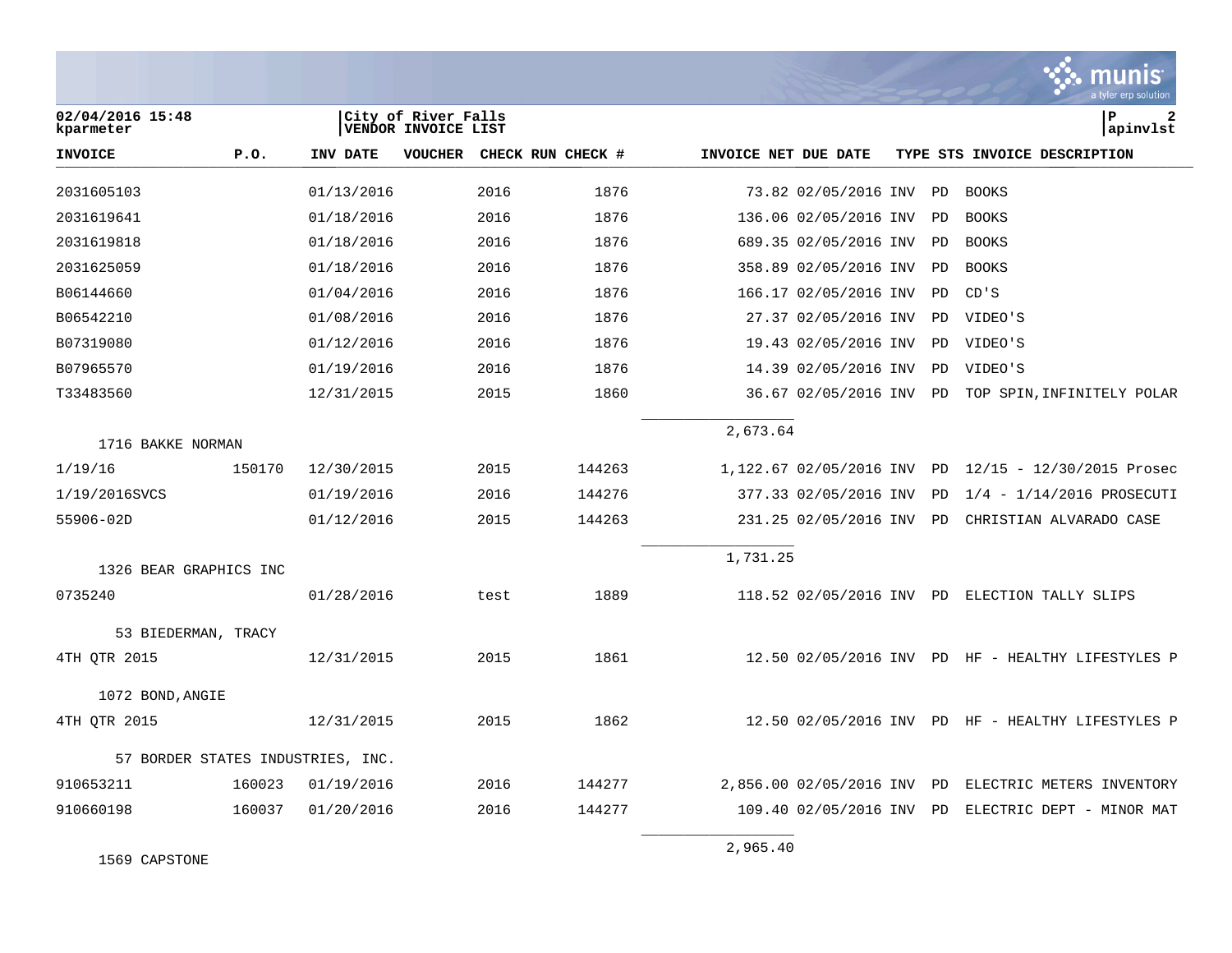| INVOICE | P.O. | INV DATE | VOUCHER | CHECK RUN | CHECK # | INVOICE NET | DUE DATE | TYPE | STS | INVOICE DESCRIPTION |
|---|---|---|---|---|---|---|---|---|---|---|
| 2031605103 | | 01/13/2016 | | 2016 | 1876 | 73.82 | 02/05/2016 | INV | PD | BOOKS |
| 2031619641 | | 01/18/2016 | | 2016 | 1876 | 136.06 | 02/05/2016 | INV | PD | BOOKS |
| 2031619818 | | 01/18/2016 | | 2016 | 1876 | 689.35 | 02/05/2016 | INV | PD | BOOKS |
| 2031625059 | | 01/18/2016 | | 2016 | 1876 | 358.89 | 02/05/2016 | INV | PD | BOOKS |
| B06144660 | | 01/04/2016 | | 2016 | 1876 | 166.17 | 02/05/2016 | INV | PD | CD'S |
| B06542210 | | 01/08/2016 | | 2016 | 1876 | 27.37 | 02/05/2016 | INV | PD | VIDEO'S |
| B07319080 | | 01/12/2016 | | 2016 | 1876 | 19.43 | 02/05/2016 | INV | PD | VIDEO'S |
| B07965570 | | 01/19/2016 | | 2016 | 1876 | 14.39 | 02/05/2016 | INV | PD | VIDEO'S |
| T33483560 | | 12/31/2015 | | 2015 | 1860 | 36.67 | 02/05/2016 | INV | PD | TOP SPIN,INFINITELY POLAR |
| | | | | | | 2,673.64 | | | | |
| 1716 BAKKE NORMAN | | | | | | | | | | |
| 1/19/16 | 150170 | 12/30/2015 | | 2015 | 144263 | 1,122.67 | 02/05/2016 | INV | PD | 12/15 - 12/30/2015 Prosec |
| 1/19/2016SVCS | | 01/19/2016 | | 2016 | 144276 | 377.33 | 02/05/2016 | INV | PD | 1/4 - 1/14/2016 PROSECUTI |
| 55906-02D | | 01/12/2016 | | 2015 | 144263 | 231.25 | 02/05/2016 | INV | PD | CHRISTIAN ALVARADO CASE |
| | | | | | | 1,731.25 | | | | |
| 1326 BEAR GRAPHICS INC | | | | | | | | | | |
| 0735240 | | 01/28/2016 | | test | 1889 | 118.52 | 02/05/2016 | INV | PD | ELECTION TALLY SLIPS |
| 53 BIEDERMAN, TRACY | | | | | | | | | | |
| 4TH QTR 2015 | | 12/31/2015 | | 2015 | 1861 | 12.50 | 02/05/2016 | INV | PD | HF - HEALTHY LIFESTYLES P |
| 1072 BOND,ANGIE | | | | | | | | | | |
| 4TH QTR 2015 | | 12/31/2015 | | 2015 | 1862 | 12.50 | 02/05/2016 | INV | PD | HF - HEALTHY LIFESTYLES P |
| 57 BORDER STATES INDUSTRIES, INC. | | | | | | | | | | |
| 910653211 | 160023 | 01/19/2016 | | 2016 | 144277 | 2,856.00 | 02/05/2016 | INV | PD | ELECTRIC METERS INVENTORY |
| 910660198 | 160037 | 01/20/2016 | | 2016 | 144277 | 109.40 | 02/05/2016 | INV | PD | ELECTRIC DEPT - MINOR MAT |
| | | | | | | 2,965.40 | | | | |
| 1569 CAPSTONE | | | | | | | | | | |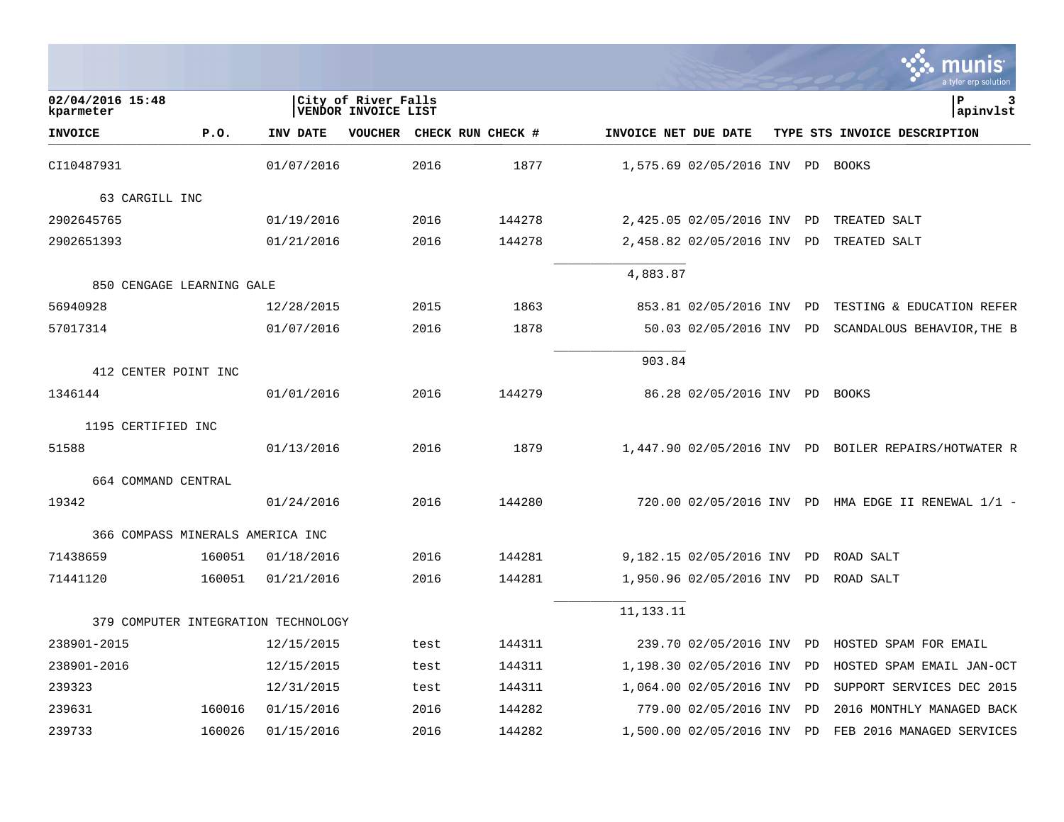02/04/2016 15:48
kparmeter

City of River Falls
VENDOR INVOICE LIST

apinvlst

| INVOICE | P.O. | INV DATE | VOUCHER | CHECK RUN | CHECK # | INVOICE NET | DUE DATE | TYPE | STS | INVOICE DESCRIPTION |
|---|---|---|---|---|---|---|---|---|---|---|
| CI10487931 | | 01/07/2016 | | 2016 | 1877 | 1,575.69 | 02/05/2016 | INV | PD | BOOKS |
| **63 CARGILL INC** | | | | | | | | | | |
| 2902645765 | | 01/19/2016 | | 2016 | 144278 | 2,425.05 | 02/05/2016 | INV | PD | TREATED SALT |
| 2902651393 | | 01/21/2016 | | 2016 | 144278 | 2,458.82 | 02/05/2016 | INV | PD | TREATED SALT |
| | | | | | | 4,883.87 | | | | |
| **850 CENGAGE LEARNING GALE** | | | | | | | | | | |
| 56940928 | | 12/28/2015 | | 2015 | 1863 | 853.81 | 02/05/2016 | INV | PD | TESTING & EDUCATION REFER |
| 57017314 | | 01/07/2016 | | 2016 | 1878 | 50.03 | 02/05/2016 | INV | PD | SCANDALOUS BEHAVIOR,THE B |
| | | | | | | 903.84 | | | | |
| **412 CENTER POINT INC** | | | | | | | | | | |
| 1346144 | | 01/01/2016 | | 2016 | 144279 | 86.28 | 02/05/2016 | INV | PD | BOOKS |
| **1195 CERTIFIED INC** | | | | | | | | | | |
| 51588 | | 01/13/2016 | | 2016 | 1879 | 1,447.90 | 02/05/2016 | INV | PD | BOILER REPAIRS/HOTWATER R |
| **664 COMMAND CENTRAL** | | | | | | | | | | |
| 19342 | | 01/24/2016 | | 2016 | 144280 | 720.00 | 02/05/2016 | INV | PD | HMA EDGE II RENEWAL 1/1 - |
| **366 COMPASS MINERALS AMERICA INC** | | | | | | | | | | |
| 71438659 | 160051 | 01/18/2016 | | 2016 | 144281 | 9,182.15 | 02/05/2016 | INV | PD | ROAD SALT |
| 71441120 | 160051 | 01/21/2016 | | 2016 | 144281 | 1,950.96 | 02/05/2016 | INV | PD | ROAD SALT |
| | | | | | | 11,133.11 | | | | |
| **379 COMPUTER INTEGRATION TECHNOLOGY** | | | | | | | | | | |
| 238901-2015 | | 12/15/2015 | | test | 144311 | 239.70 | 02/05/2016 | INV | PD | HOSTED SPAM FOR EMAIL |
| 238901-2016 | | 12/15/2015 | | test | 144311 | 1,198.30 | 02/05/2016 | INV | PD | HOSTED SPAM EMAIL JAN-OCT |
| 239323 | | 12/31/2015 | | test | 144311 | 1,064.00 | 02/05/2016 | INV | PD | SUPPORT SERVICES DEC 2015 |
| 239631 | 160016 | 01/15/2016 | | 2016 | 144282 | 779.00 | 02/05/2016 | INV | PD | 2016 MONTHLY MANAGED BACK |
| 239733 | 160026 | 01/15/2016 | | 2016 | 144282 | 1,500.00 | 02/05/2016 | INV | PD | FEB 2016 MANAGED SERVICES |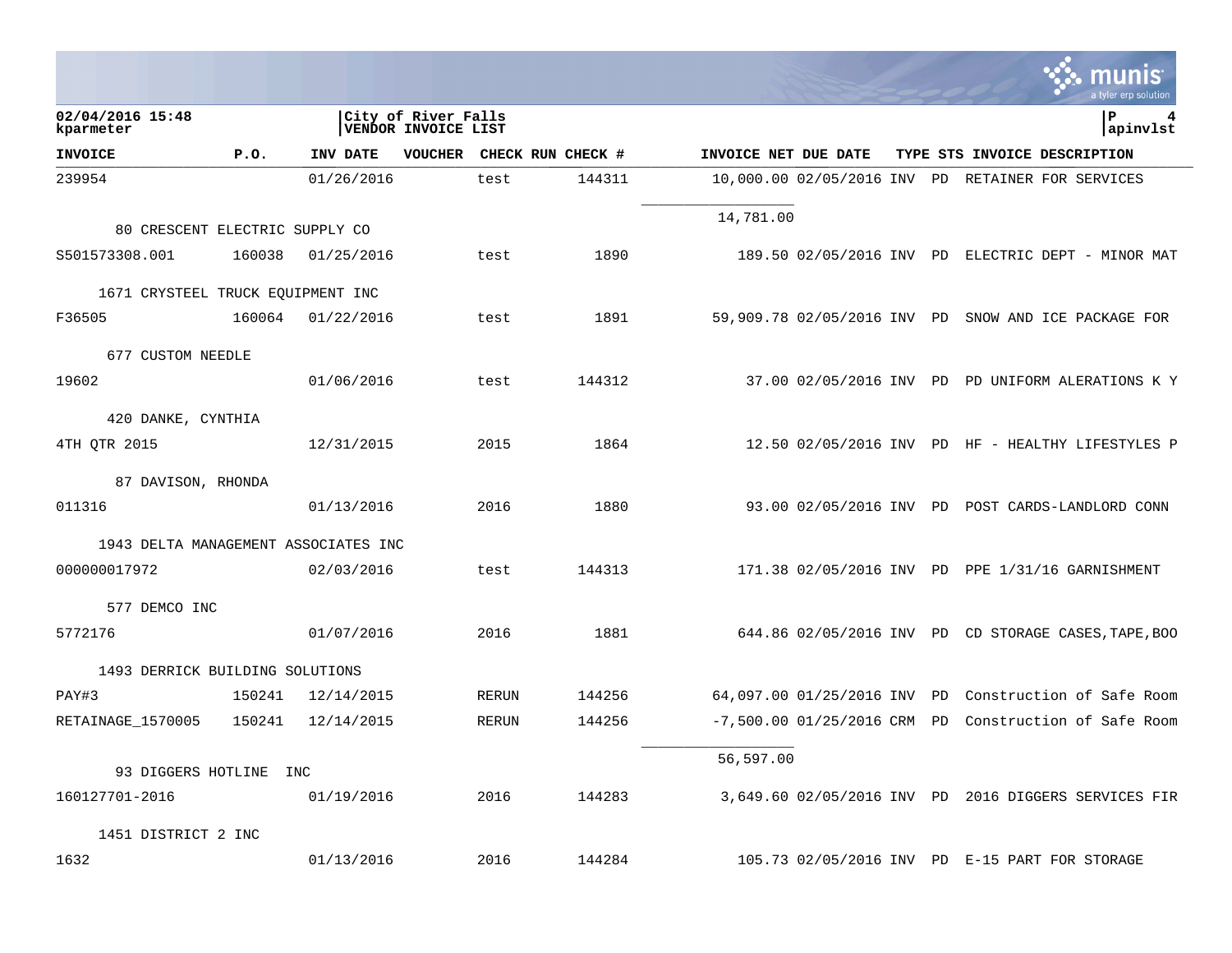| INVOICE | P.O. | INV DATE | VOUCHER | CHECK RUN | CHECK # | INVOICE NET | DUE DATE | TYPE | STS | INVOICE DESCRIPTION |
|---|---|---|---|---|---|---|---|---|---|---|
| 239954 | | 01/26/2016 | | test | 144311 | 10,000.00 | 02/05/2016 | INV | PD | RETAINER FOR SERVICES |
| | | | | | | 14,781.00 | | | | |
| 80 CRESCENT ELECTRIC SUPPLY CO | | | | | | | | | | |
| S501573308.001 | 160038 | 01/25/2016 | | test | 1890 | 189.50 | 02/05/2016 | INV | PD | ELECTRIC DEPT - MINOR MAT |
| 1671 CRYSTEEL TRUCK EQUIPMENT INC | | | | | | | | | | |
| F36505 | 160064 | 01/22/2016 | | test | 1891 | 59,909.78 | 02/05/2016 | INV | PD | SNOW AND ICE PACKAGE FOR |
| 677 CUSTOM NEEDLE | | | | | | | | | | |
| 19602 | | 01/06/2016 | | test | 144312 | 37.00 | 02/05/2016 | INV | PD | PD UNIFORM ALERATIONS K Y |
| 420 DANKE, CYNTHIA | | | | | | | | | | |
| 4TH QTR 2015 | | 12/31/2015 | | 2015 | 1864 | 12.50 | 02/05/2016 | INV | PD | HF - HEALTHY LIFESTYLES P |
| 87 DAVISON, RHONDA | | | | | | | | | | |
| 011316 | | 01/13/2016 | | 2016 | 1880 | 93.00 | 02/05/2016 | INV | PD | POST CARDS-LANDLORD CONN |
| 1943 DELTA MANAGEMENT ASSOCIATES INC | | | | | | | | | | |
| 000000017972 | | 02/03/2016 | | test | 144313 | 171.38 | 02/05/2016 | INV | PD | PPE 1/31/16 GARNISHMENT |
| 577 DEMCO INC | | | | | | | | | | |
| 5772176 | | 01/07/2016 | | 2016 | 1881 | 644.86 | 02/05/2016 | INV | PD | CD STORAGE CASES,TAPE,BOO |
| 1493 DERRICK BUILDING SOLUTIONS | | | | | | | | | | |
| PAY#3 | 150241 | 12/14/2015 | | RERUN | 144256 | 64,097.00 | 01/25/2016 | INV | PD | Construction of Safe Room |
| RETAINAGE_1570005 | 150241 | 12/14/2015 | | RERUN | 144256 | -7,500.00 | 01/25/2016 | CRM | PD | Construction of Safe Room |
| | | | | | | 56,597.00 | | | | |
| 93 DIGGERS HOTLINE INC | | | | | | | | | | |
| 160127701-2016 | | 01/19/2016 | | 2016 | 144283 | 3,649.60 | 02/05/2016 | INV | PD | 2016 DIGGERS SERVICES FIR |
| 1451 DISTRICT 2 INC | | | | | | | | | | |
| 1632 | | 01/13/2016 | | 2016 | 144284 | 105.73 | 02/05/2016 | INV | PD | E-15 PART FOR STORAGE |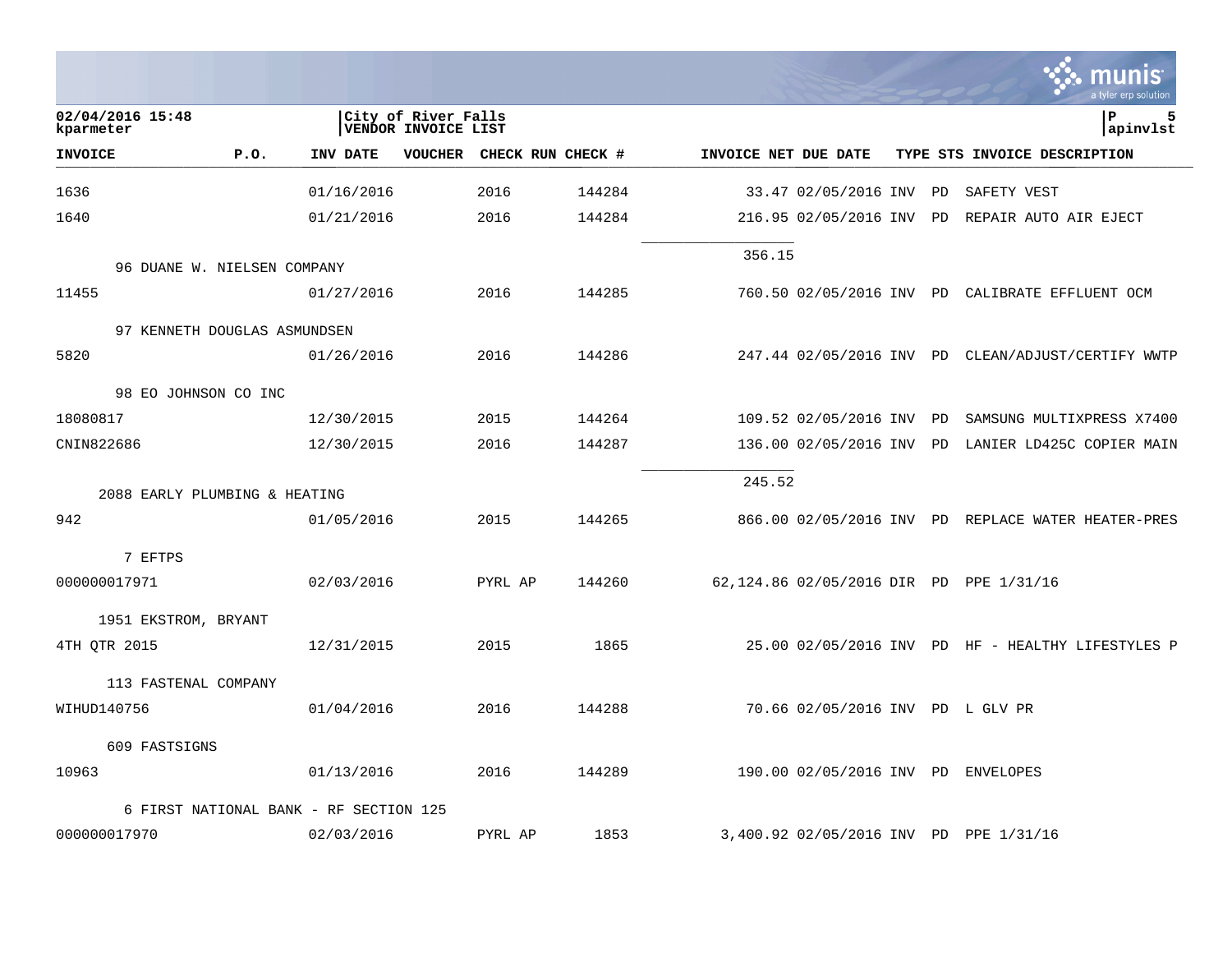02/04/2016 15:48 kparameter | City of River Falls VENDOR INVOICE LIST | P 5 apinvlst

| INVOICE | P.O. | INV DATE | VOUCHER | CHECK RUN | CHECK # | INVOICE NET | DUE DATE | TYPE | STS | INVOICE DESCRIPTION |
|---|---|---|---|---|---|---|---|---|---|---|
| 1636 | | 01/16/2016 | | 2016 | 144284 | 33.47 | 02/05/2016 | INV | PD | SAFETY VEST |
| 1640 | | 01/21/2016 | | 2016 | 144284 | 216.95 | 02/05/2016 | INV | PD | REPAIR AUTO AIR EJECT |
| | | | | | | 356.15 | | | | |
| 96 DUANE W. NIELSEN COMPANY | | | | | | | | | | |
| 11455 | | 01/27/2016 | | 2016 | 144285 | 760.50 | 02/05/2016 | INV | PD | CALIBRATE EFFLUENT OCM |
| 97 KENNETH DOUGLAS ASMUNDSEN | | | | | | | | | | |
| 5820 | | 01/26/2016 | | 2016 | 144286 | 247.44 | 02/05/2016 | INV | PD | CLEAN/ADJUST/CERTIFY WWTP |
| 98 EO JOHNSON CO INC | | | | | | | | | | |
| 18080817 | | 12/30/2015 | | 2015 | 144264 | 109.52 | 02/05/2016 | INV | PD | SAMSUNG MULTIXPRESS X7400 |
| CNIN822686 | | 12/30/2015 | | 2016 | 144287 | 136.00 | 02/05/2016 | INV | PD | LANIER LD425C COPIER MAIN |
| | | | | | | 245.52 | | | | |
| 2088 EARLY PLUMBING & HEATING | | | | | | | | | | |
| 942 | | 01/05/2016 | | 2015 | 144265 | 866.00 | 02/05/2016 | INV | PD | REPLACE WATER HEATER-PRES |
| 7 EFTPS | | | | | | | | | | |
| 000000017971 | | 02/03/2016 | | PYRL AP | 144260 | 62,124.86 | 02/05/2016 | DIR | PD | PPE 1/31/16 |
| 1951 EKSTROM, BRYANT | | | | | | | | | | |
| 4TH QTR 2015 | | 12/31/2015 | | 2015 | 1865 | 25.00 | 02/05/2016 | INV | PD | HF - HEALTHY LIFESTYLES P |
| 113 FASTENAL COMPANY | | | | | | | | | | |
| WIHUD140756 | | 01/04/2016 | | 2016 | 144288 | 70.66 | 02/05/2016 | INV | PD | L GLV PR |
| 609 FASTSIGNS | | | | | | | | | | |
| 10963 | | 01/13/2016 | | 2016 | 144289 | 190.00 | 02/05/2016 | INV | PD | ENVELOPES |
| 6 FIRST NATIONAL BANK - RF SECTION 125 | | | | | | | | | | |
| 000000017970 | | 02/03/2016 | | PYRL AP | 1853 | 3,400.92 | 02/05/2016 | INV | PD | PPE 1/31/16 |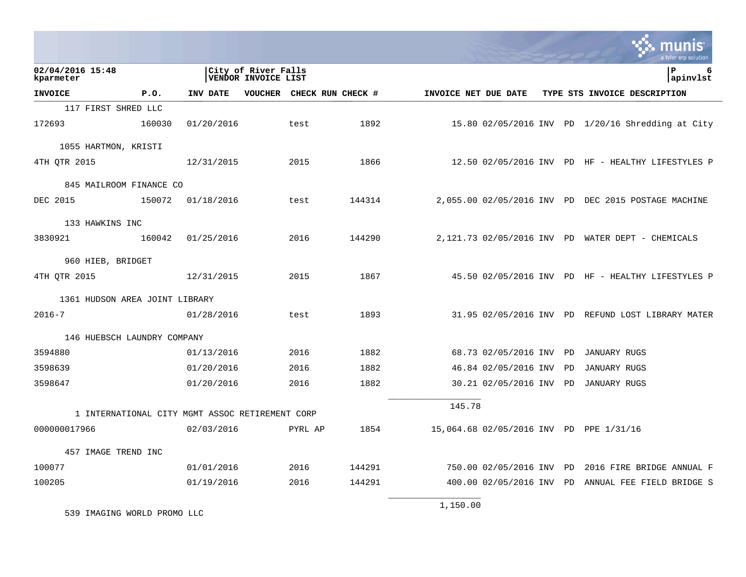02/04/2016 15:48
kparmeter

City of River Falls
VENDOR INVOICE LIST

apinvlst

| INVOICE | P.O. | INV DATE | VOUCHER | CHECK RUN | CHECK # | INVOICE NET | DUE DATE | TYPE | STS | INVOICE DESCRIPTION |
|---|---|---|---|---|---|---|---|---|---|---|
| 117 FIRST SHRED LLC | | | | | | | | | | |
| 172693 | 160030 | 01/20/2016 | | test | 1892 | 15.80 | 02/05/2016 | INV | PD | 1/20/16 Shredding at City |
| 1055 HARTMON, KRISTI | | | | | | | | | | |
| 4TH QTR 2015 | | 12/31/2015 | | 2015 | 1866 | 12.50 | 02/05/2016 | INV | PD | HF - HEALTHY LIFESTYLES P |
| 845 MAILROOM FINANCE CO | | | | | | | | | | |
| DEC 2015 | 150072 | 01/18/2016 | | test | 144314 | 2,055.00 | 02/05/2016 | INV | PD | DEC 2015 POSTAGE MACHINE |
| 133 HAWKINS INC | | | | | | | | | | |
| 3830921 | 160042 | 01/25/2016 | | 2016 | 144290 | 2,121.73 | 02/05/2016 | INV | PD | WATER DEPT - CHEMICALS |
| 960 HIEB, BRIDGET | | | | | | | | | | |
| 4TH QTR 2015 | | 12/31/2015 | | 2015 | 1867 | 45.50 | 02/05/2016 | INV | PD | HF - HEALTHY LIFESTYLES P |
| 1361 HUDSON AREA JOINT LIBRARY | | | | | | | | | | |
| 2016-7 | | 01/28/2016 | | test | 1893 | 31.95 | 02/05/2016 | INV | PD | REFUND LOST LIBRARY MATER |
| 146 HUEBSCH LAUNDRY COMPANY | | | | | | | | | | |
| 3594880 | | 01/13/2016 | | 2016 | 1882 | 68.73 | 02/05/2016 | INV | PD | JANUARY RUGS |
| 3598639 | | 01/20/2016 | | 2016 | 1882 | 46.84 | 02/05/2016 | INV | PD | JANUARY RUGS |
| 3598647 | | 01/20/2016 | | 2016 | 1882 | 30.21 | 02/05/2016 | INV | PD | JANUARY RUGS |
| | | | | | | 145.78 | | | | |
| 1 INTERNATIONAL CITY MGMT ASSOC RETIREMENT CORP | | | | | | | | | | |
| 000000017966 | | 02/03/2016 | | PYRL AP | 1854 | 15,064.68 | 02/05/2016 | INV | PD | PPE 1/31/16 |
| 457 IMAGE TREND INC | | | | | | | | | | |
| 100077 | | 01/01/2016 | | 2016 | 144291 | 750.00 | 02/05/2016 | INV | PD | 2016 FIRE BRIDGE ANNUAL F |
| 100205 | | 01/19/2016 | | 2016 | 144291 | 400.00 | 02/05/2016 | INV | PD | ANNUAL FEE FIELD BRIDGE S |
| | | | | | | 1,150.00 | | | | |
| 539 IMAGING WORLD PROMO LLC | | | | | | | | | | |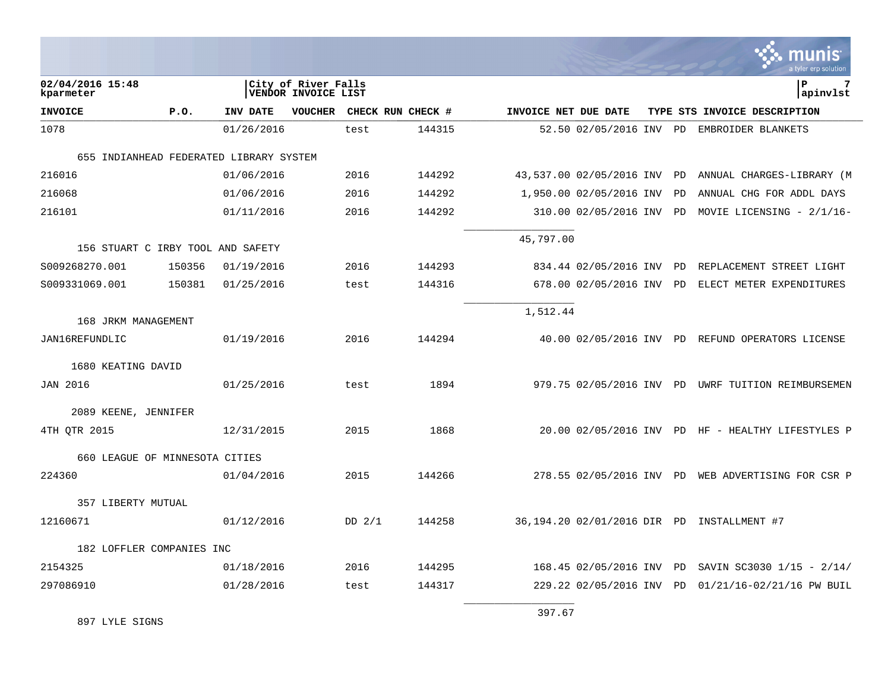02/04/2016 15:48
kparmeter

City of River Falls
VENDOR INVOICE LIST

P 7
apinvlst

| INVOICE | P.O. | INV DATE | VOUCHER | CHECK RUN | CHECK # | INVOICE NET | DUE DATE | TYPE | STS | INVOICE DESCRIPTION |
|---|---|---|---|---|---|---|---|---|---|---|
| 1078 | | 01/26/2016 | | test | 144315 | 52.50 | 02/05/2016 | INV | PD | EMBROIDER BLANKETS |
| 655 INDIANHEAD FEDERATED LIBRARY SYSTEM | | | | | | | | | | |
| 216016 | | 01/06/2016 | | 2016 | 144292 | 43,537.00 | 02/05/2016 | INV | PD | ANNUAL CHARGES-LIBRARY (M |
| 216068 | | 01/06/2016 | | 2016 | 144292 | 1,950.00 | 02/05/2016 | INV | PD | ANNUAL CHG FOR ADDL DAYS |
| 216101 | | 01/11/2016 | | 2016 | 144292 | 310.00 | 02/05/2016 | INV | PD | MOVIE LICENSING - 2/1/16- |
| | | | | | | 45,797.00 | | | | |
| 156 STUART C IRBY TOOL AND SAFETY | | | | | | | | | | |
| S009268270.001 | 150356 | 01/19/2016 | | 2016 | 144293 | 834.44 | 02/05/2016 | INV | PD | REPLACEMENT STREET LIGHT |
| S009331069.001 | 150381 | 01/25/2016 | | test | 144316 | 678.00 | 02/05/2016 | INV | PD | ELECT METER EXPENDITURES |
| | | | | | | 1,512.44 | | | | |
| 168 JRKM MANAGEMENT | | | | | | | | | | |
| JAN16REFUNDLIC | | 01/19/2016 | | 2016 | 144294 | 40.00 | 02/05/2016 | INV | PD | REFUND OPERATORS LICENSE |
| 1680 KEATING DAVID | | | | | | | | | | |
| JAN 2016 | | 01/25/2016 | | test | 1894 | 979.75 | 02/05/2016 | INV | PD | UWRF TUITION REIMBURSEMEN |
| 2089 KEENE, JENNIFER | | | | | | | | | | |
| 4TH QTR 2015 | | 12/31/2015 | | 2015 | 1868 | 20.00 | 02/05/2016 | INV | PD | HF - HEALTHY LIFESTYLES P |
| 660 LEAGUE OF MINNESOTA CITIES | | | | | | | | | | |
| 224360 | | 01/04/2016 | | 2015 | 144266 | 278.55 | 02/05/2016 | INV | PD | WEB ADVERTISING FOR CSR P |
| 357 LIBERTY MUTUAL | | | | | | | | | | |
| 12160671 | | 01/12/2016 | | DD 2/1 | 144258 | 36,194.20 | 02/01/2016 | DIR | PD | INSTALLMENT #7 |
| 182 LOFFLER COMPANIES INC | | | | | | | | | | |
| 2154325 | | 01/18/2016 | | 2016 | 144295 | 168.45 | 02/05/2016 | INV | PD | SAVIN SC3030 1/15 - 2/14/ |
| 297086910 | | 01/28/2016 | | test | 144317 | 229.22 | 02/05/2016 | INV | PD | 01/21/16-02/21/16 PW BUIL |
| | | | | | | 397.67 | | | | |
| 897 LYLE SIGNS | | | | | | | | | | |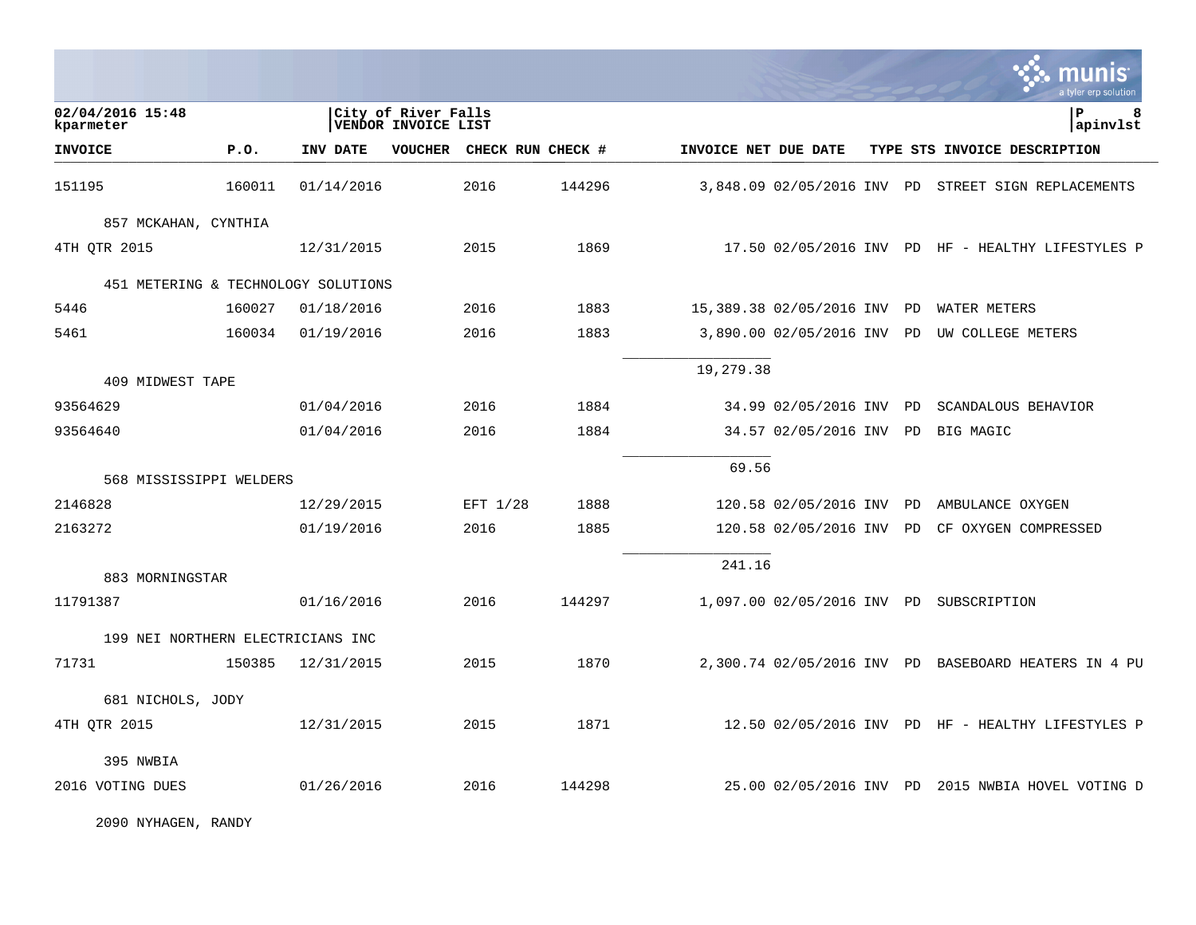02/04/2016 15:48 | City of River Falls | P 8
kparmeter | VENDOR INVOICE LIST | apinvlst

| INVOICE | P.O. | INV DATE | VOUCHER | CHECK RUN | CHECK # | INVOICE NET | DUE DATE | TYPE | STS | INVOICE DESCRIPTION |
|---|---|---|---|---|---|---|---|---|---|---|
| 151195 | 160011 | 01/14/2016 | | 2016 | 144296 | 3,848.09 | 02/05/2016 | INV | PD | STREET SIGN REPLACEMENTS |
| 857 MCKAHAN, CYNTHIA | | | | | | | | | | |
| 4TH QTR 2015 | | 12/31/2015 | | 2015 | 1869 | 17.50 | 02/05/2016 | INV | PD | HF - HEALTHY LIFESTYLES P |
| 451 METERING & TECHNOLOGY SOLUTIONS | | | | | | | | | | |
| 5446 | 160027 | 01/18/2016 | | 2016 | 1883 | 15,389.38 | 02/05/2016 | INV | PD | WATER METERS |
| 5461 | 160034 | 01/19/2016 | | 2016 | 1883 | 3,890.00 | 02/05/2016 | INV | PD | UW COLLEGE METERS |
| | | | | | | 19,279.38 | | | | |
| 409 MIDWEST TAPE | | | | | | | | | | |
| 93564629 | | 01/04/2016 | | 2016 | 1884 | 34.99 | 02/05/2016 | INV | PD | SCANDALOUS BEHAVIOR |
| 93564640 | | 01/04/2016 | | 2016 | 1884 | 34.57 | 02/05/2016 | INV | PD | BIG MAGIC |
| | | | | | | 69.56 | | | | |
| 568 MISSISSIPPI WELDERS | | | | | | | | | | |
| 2146828 | | 12/29/2015 | | EFT 1/28 | 1888 | 120.58 | 02/05/2016 | INV | PD | AMBULANCE OXYGEN |
| 2163272 | | 01/19/2016 | | 2016 | 1885 | 120.58 | 02/05/2016 | INV | PD | CF OXYGEN COMPRESSED |
| | | | | | | 241.16 | | | | |
| 883 MORNINGSTAR | | | | | | | | | | |
| 11791387 | | 01/16/2016 | | 2016 | 144297 | 1,097.00 | 02/05/2016 | INV | PD | SUBSCRIPTION |
| 199 NEI NORTHERN ELECTRICIANS INC | | | | | | | | | | |
| 71731 | 150385 | 12/31/2015 | | 2015 | 1870 | 2,300.74 | 02/05/2016 | INV | PD | BASEBOARD HEATERS IN 4 PU |
| 681 NICHOLS, JODY | | | | | | | | | | |
| 4TH QTR 2015 | | 12/31/2015 | | 2015 | 1871 | 12.50 | 02/05/2016 | INV | PD | HF - HEALTHY LIFESTYLES P |
| 395 NWBIA | | | | | | | | | | |
| 2016 VOTING DUES | | 01/26/2016 | | 2016 | 144298 | 25.00 | 02/05/2016 | INV | PD | 2015 NWBIA HOVEL VOTING D |
| 2090 NYHAGEN, RANDY | | | | | | | | | | |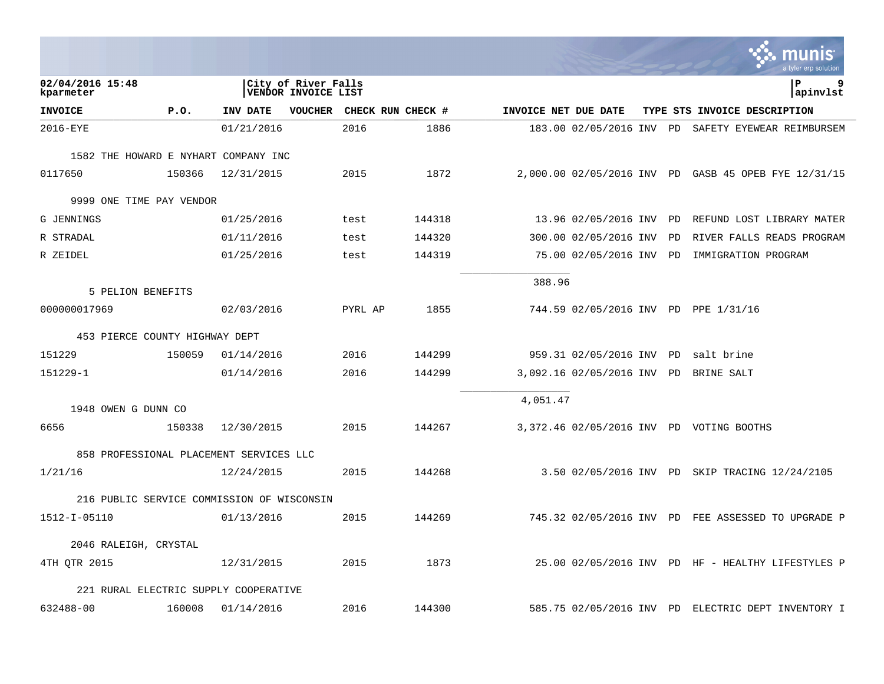| INVOICE | P.O. | INV DATE | VOUCHER | CHECK RUN | CHECK # | INVOICE NET | DUE DATE | TYPE | STS | INVOICE DESCRIPTION |
|---|---|---|---|---|---|---|---|---|---|---|
| 2016-EYE | | 01/21/2016 | | 2016 | 1886 | 183.00 | 02/05/2016 | INV | PD | SAFETY EYEWEAR REIMBURSEM |
| 1582 THE HOWARD E NYHART COMPANY INC | | | | | | | | | | |
| 0117650 | 150366 | 12/31/2015 | | 2015 | 1872 | 2,000.00 | 02/05/2016 | INV | PD | GASB 45 OPEB FYE 12/31/15 |
| 9999 ONE TIME PAY VENDOR | | | | | | | | | | |
| G JENNINGS | | 01/25/2016 | | test | 144318 | 13.96 | 02/05/2016 | INV | PD | REFUND LOST LIBRARY MATER |
| R STRADAL | | 01/11/2016 | | test | 144320 | 300.00 | 02/05/2016 | INV | PD | RIVER FALLS READS PROGRAM |
| R ZEIDEL | | 01/25/2016 | | test | 144319 | 75.00 | 02/05/2016 | INV | PD | IMMIGRATION PROGRAM |
| | | | | | | 388.96 | | | | |
| 5 PELION BENEFITS | | | | | | | | | | |
| 000000017969 | | 02/03/2016 | | PYRL AP | 1855 | 744.59 | 02/05/2016 | INV | PD | PPE 1/31/16 |
| 453 PIERCE COUNTY HIGHWAY DEPT | | | | | | | | | | |
| 151229 | 150059 | 01/14/2016 | | 2016 | 144299 | 959.31 | 02/05/2016 | INV | PD | salt brine |
| 151229-1 | | 01/14/2016 | | 2016 | 144299 | 3,092.16 | 02/05/2016 | INV | PD | BRINE SALT |
| | | | | | | 4,051.47 | | | | |
| 1948 OWEN G DUNN CO | | | | | | | | | | |
| 6656 | 150338 | 12/30/2015 | | 2015 | 144267 | 3,372.46 | 02/05/2016 | INV | PD | VOTING BOOTHS |
| 858 PROFESSIONAL PLACEMENT SERVICES LLC | | | | | | | | | | |
| 1/21/16 | | 12/24/2015 | | 2015 | 144268 | 3.50 | 02/05/2016 | INV | PD | SKIP TRACING 12/24/2105 |
| 216 PUBLIC SERVICE COMMISSION OF WISCONSIN | | | | | | | | | | |
| 1512-I-05110 | | 01/13/2016 | | 2015 | 144269 | 745.32 | 02/05/2016 | INV | PD | FEE ASSESSED TO UPGRADE P |
| 2046 RALEIGH, CRYSTAL | | | | | | | | | | |
| 4TH QTR 2015 | | 12/31/2015 | | 2015 | 1873 | 25.00 | 02/05/2016 | INV | PD | HF - HEALTHY LIFESTYLES P |
| 221 RURAL ELECTRIC SUPPLY COOPERATIVE | | | | | | | | | | |
| 632488-00 | 160008 | 01/14/2016 | | 2016 | 144300 | 585.75 | 02/05/2016 | INV | PD | ELECTRIC DEPT INVENTORY I |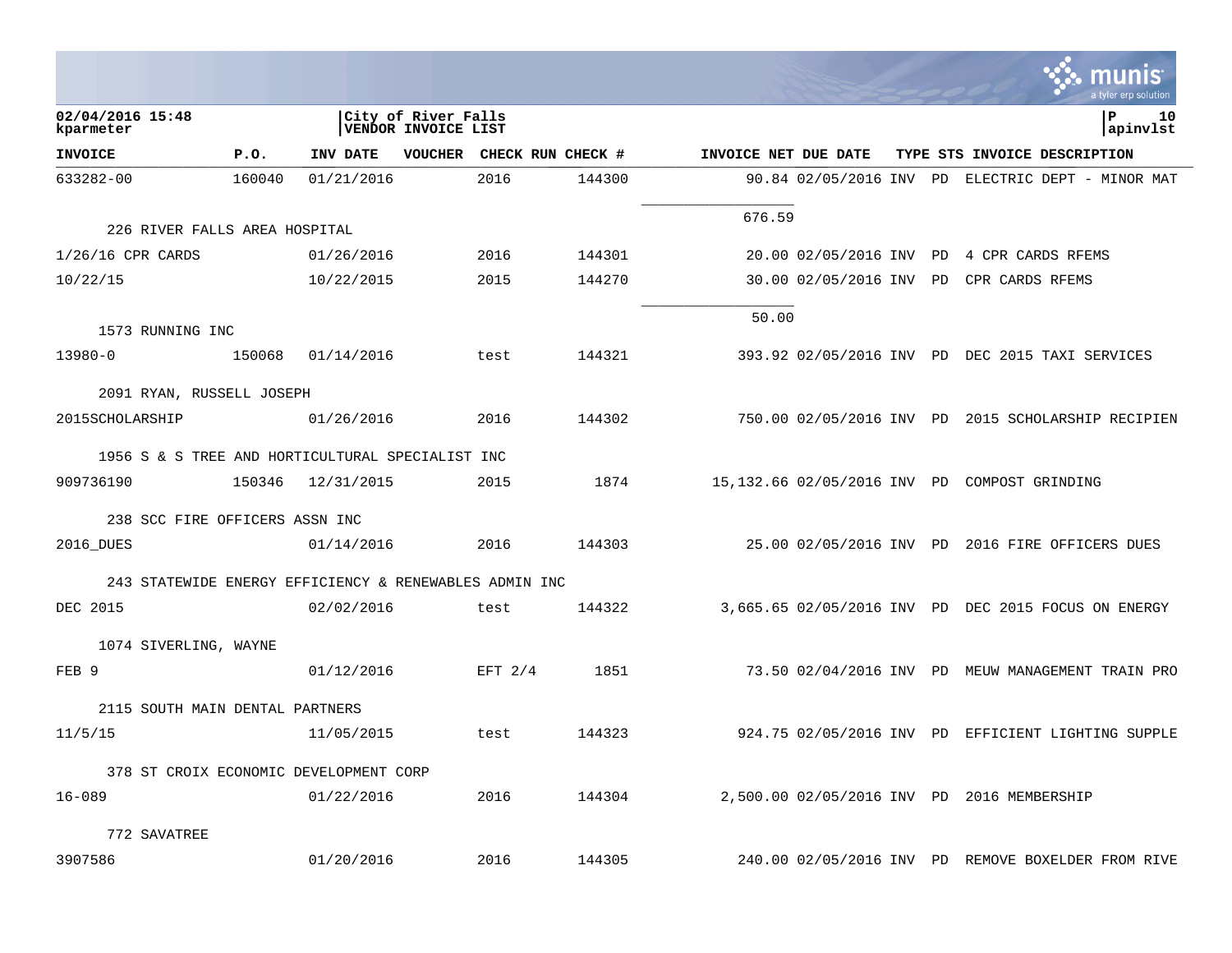**02/04/2016 15:48**
**kparmeter**

**City of River Falls**
**VENDOR INVOICE LIST**

**apinvlst**

| INVOICE | P.O. | INV DATE | VOUCHER | CHECK RUN | CHECK # | INVOICE NET | DUE DATE | TYPE | STS | INVOICE DESCRIPTION |
|---|---|---|---|---|---|---|---|---|---|---|
| 633282-00 | 160040 | 01/21/2016 | | 2016 | 144300 | 90.84 | 02/05/2016 | INV | PD | ELECTRIC DEPT - MINOR MAT |
| | | | | | | 676.59 | | | | |
| 226 RIVER FALLS AREA HOSPITAL | | | | | | | | | | |
| 1/26/16 CPR CARDS | | 01/26/2016 | | 2016 | 144301 | 20.00 | 02/05/2016 | INV | PD | 4 CPR CARDS RFEMS |
| 10/22/15 | | 10/22/2015 | | 2015 | 144270 | 30.00 | 02/05/2016 | INV | PD | CPR CARDS RFEMS |
| | | | | | | 50.00 | | | | |
| 1573 RUNNING INC | | | | | | | | | | |
| 13980-0 | 150068 | 01/14/2016 | | test | 144321 | 393.92 | 02/05/2016 | INV | PD | DEC 2015 TAXI SERVICES |
| 2091 RYAN, RUSSELL JOSEPH | | | | | | | | | | |
| 2015SCHOLARSHIP | | 01/26/2016 | | 2016 | 144302 | 750.00 | 02/05/2016 | INV | PD | 2015 SCHOLARSHIP RECIPIEN |
| 1956 S & S TREE AND HORTICULTURAL SPECIALIST INC | | | | | | | | | | |
| 909736190 | 150346 | 12/31/2015 | | 2015 | 1874 | 15,132.66 | 02/05/2016 | INV | PD | COMPOST GRINDING |
| 238 SCC FIRE OFFICERS ASSN INC | | | | | | | | | | |
| 2016_DUES | | 01/14/2016 | | 2016 | 144303 | 25.00 | 02/05/2016 | INV | PD | 2016 FIRE OFFICERS DUES |
| 243 STATEWIDE ENERGY EFFICIENCY & RENEWABLES ADMIN INC | | | | | | | | | | |
| DEC 2015 | | 02/02/2016 | | test | 144322 | 3,665.65 | 02/05/2016 | INV | PD | DEC 2015 FOCUS ON ENERGY |
| 1074 SIVERLING, WAYNE | | | | | | | | | | |
| FEB 9 | | 01/12/2016 | | EFT 2/4 | 1851 | 73.50 | 02/04/2016 | INV | PD | MEUW MANAGEMENT TRAIN PRO |
| 2115 SOUTH MAIN DENTAL PARTNERS | | | | | | | | | | |
| 11/5/15 | | 11/05/2015 | | test | 144323 | 924.75 | 02/05/2016 | INV | PD | EFFICIENT LIGHTING SUPPLE |
| 378 ST CROIX ECONOMIC DEVELOPMENT CORP | | | | | | | | | | |
| 16-089 | | 01/22/2016 | | 2016 | 144304 | 2,500.00 | 02/05/2016 | INV | PD | 2016 MEMBERSHIP |
| 772 SAVATREE | | | | | | | | | | |
| 3907586 | | 01/20/2016 | | 2016 | 144305 | 240.00 | 02/05/2016 | INV | PD | REMOVE BOXELDER FROM RIVE |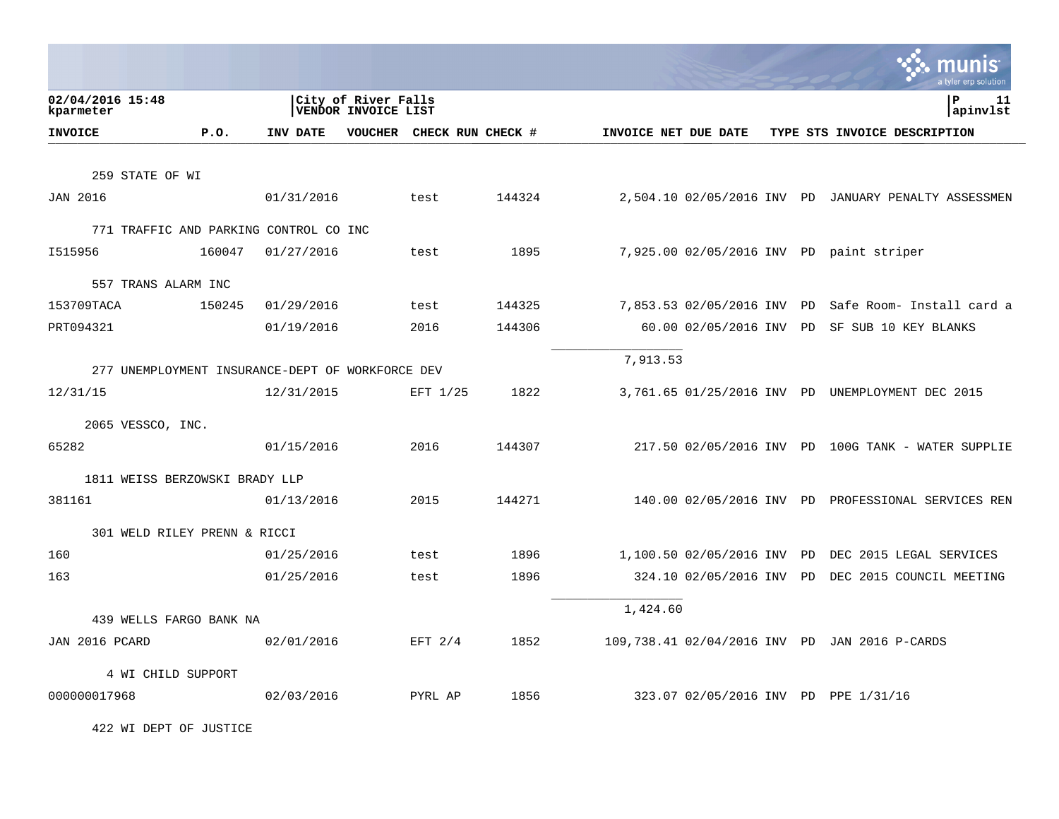02/04/2016 15:48 — City of River Falls — VENDOR INVOICE LIST

kparameter — apinvlst

| INVOICE | P.O. | INV DATE | VOUCHER | CHECK RUN | CHECK # | INVOICE NET | DUE DATE | TYPE | STS | INVOICE DESCRIPTION |
|---|---|---|---|---|---|---|---|---|---|---|
| 259 STATE OF WI | | | | | | | | | | |
| JAN 2016 | | 01/31/2016 | | test | 144324 | 2,504.10 | 02/05/2016 | INV | PD | JANUARY PENALTY ASSESSMEN |
| 771 TRAFFIC AND PARKING CONTROL CO INC | | | | | | | | | | |
| I515956 | 160047 | 01/27/2016 | | test | 1895 | 7,925.00 | 02/05/2016 | INV | PD | paint striper |
| 557 TRANS ALARM INC | | | | | | | | | | |
| 153709TACA | 150245 | 01/29/2016 | | test | 144325 | 7,853.53 | 02/05/2016 | INV | PD | Safe Room- Install card a |
| PRT094321 | | 01/19/2016 | | 2016 | 144306 | 60.00 | 02/05/2016 | INV | PD | SF SUB 10 KEY BLANKS |
| | | | | | | 7,913.53 | | | | |
| 277 UNEMPLOYMENT INSURANCE-DEPT OF WORKFORCE DEV | | | | | | | | | | |
| 12/31/15 | | 12/31/2015 | | EFT 1/25 | 1822 | 3,761.65 | 01/25/2016 | INV | PD | UNEMPLOYMENT DEC 2015 |
| 2065 VESSCO, INC. | | | | | | | | | | |
| 65282 | | 01/15/2016 | | 2016 | 144307 | 217.50 | 02/05/2016 | INV | PD | 100G TANK - WATER SUPPLIE |
| 1811 WEISS BERZOWSKI BRADY LLP | | | | | | | | | | |
| 381161 | | 01/13/2016 | | 2015 | 144271 | 140.00 | 02/05/2016 | INV | PD | PROFESSIONAL SERVICES REN |
| 301 WELD RILEY PRENN & RICCI | | | | | | | | | | |
| 160 | | 01/25/2016 | | test | 1896 | 1,100.50 | 02/05/2016 | INV | PD | DEC 2015 LEGAL SERVICES |
| 163 | | 01/25/2016 | | test | 1896 | 324.10 | 02/05/2016 | INV | PD | DEC 2015 COUNCIL MEETING |
| | | | | | | 1,424.60 | | | | |
| 439 WELLS FARGO BANK NA | | | | | | | | | | |
| JAN 2016 PCARD | | 02/01/2016 | | EFT 2/4 | 1852 | 109,738.41 | 02/04/2016 | INV | PD | JAN 2016 P-CARDS |
| 4 WI CHILD SUPPORT | | | | | | | | | | |
| 000000017968 | | 02/03/2016 | | PYRL AP | 1856 | 323.07 | 02/05/2016 | INV | PD | PPE 1/31/16 |
| 422 WI DEPT OF JUSTICE | | | | | | | | | | |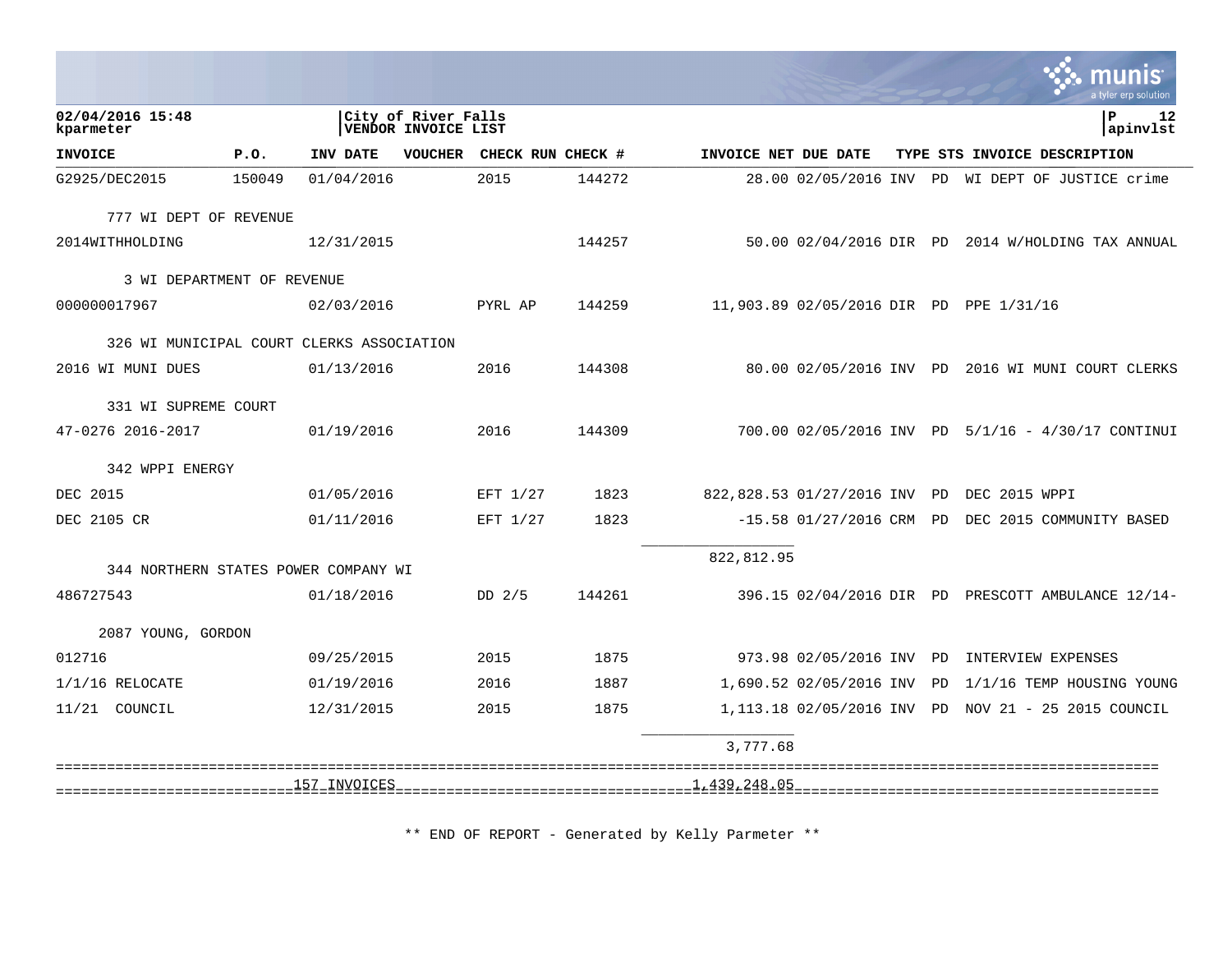02/04/2016 15:48
kparmeter

City of River Falls
VENDOR INVOICE LIST

P 12
apinvlst

| INVOICE | P.O. | INV DATE | VOUCHER | CHECK RUN | CHECK # | INVOICE NET | DUE DATE | TYPE | STS | INVOICE DESCRIPTION |
|---|---|---|---|---|---|---|---|---|---|---|
| G2925/DEC2015 | 150049 | 01/04/2016 | | 2015 | 144272 | 28.00 | 02/05/2016 | INV | PD | WI DEPT OF JUSTICE crime |
| 777 WI DEPT OF REVENUE | | | | | | | | | | |
| 2014WITHHOLDING | | 12/31/2015 | | | 144257 | 50.00 | 02/04/2016 | DIR | PD | 2014 W/HOLDING TAX ANNUAL |
| 3 WI DEPARTMENT OF REVENUE | | | | | | | | | | |
| 000000017967 | | 02/03/2016 | | PYRL AP | 144259 | 11,903.89 | 02/05/2016 | DIR | PD | PPE 1/31/16 |
| 326 WI MUNICIPAL COURT CLERKS ASSOCIATION | | | | | | | | | | |
| 2016 WI MUNI DUES | | 01/13/2016 | | 2016 | 144308 | 80.00 | 02/05/2016 | INV | PD | 2016 WI MUNI COURT CLERKS |
| 331 WI SUPREME COURT | | | | | | | | | | |
| 47-0276 2016-2017 | | 01/19/2016 | | 2016 | 144309 | 700.00 | 02/05/2016 | INV | PD | 5/1/16 - 4/30/17 CONTINUI |
| 342 WPPI ENERGY | | | | | | | | | | |
| DEC 2015 | | 01/05/2016 | | EFT 1/27 | 1823 | 822,828.53 | 01/27/2016 | INV | PD | DEC 2015 WPPI |
| DEC 2105 CR | | 01/11/2016 | | EFT 1/27 | 1823 | -15.58 | 01/27/2016 | CRM | PD | DEC 2015 COMMUNITY BASED |
| | | | | | | 822,812.95 | | | | |
| 344 NORTHERN STATES POWER COMPANY WI | | | | | | | | | | |
| 486727543 | | 01/18/2016 | | DD 2/5 | 144261 | 396.15 | 02/04/2016 | DIR | PD | PRESCOTT AMBULANCE 12/14- |
| 2087 YOUNG, GORDON | | | | | | | | | | |
| 012716 | | 09/25/2015 | | 2015 | 1875 | 973.98 | 02/05/2016 | INV | PD | INTERVIEW EXPENSES |
| 1/1/16 RELOCATE | | 01/19/2016 | | 2016 | 1887 | 1,690.52 | 02/05/2016 | INV | PD | 1/1/16 TEMP HOUSING YOUNG |
| 11/21 COUNCIL | | 12/31/2015 | | 2015 | 1875 | 1,113.18 | 02/05/2016 | INV | PD | NOV 21 - 25 2015 COUNCIL |
| | | | | | | 3,777.68 | | | | |
| | | 157 INVOICES | | | | 1,439,248.05 | | | | |

** END OF REPORT - Generated by Kelly Parmeter **